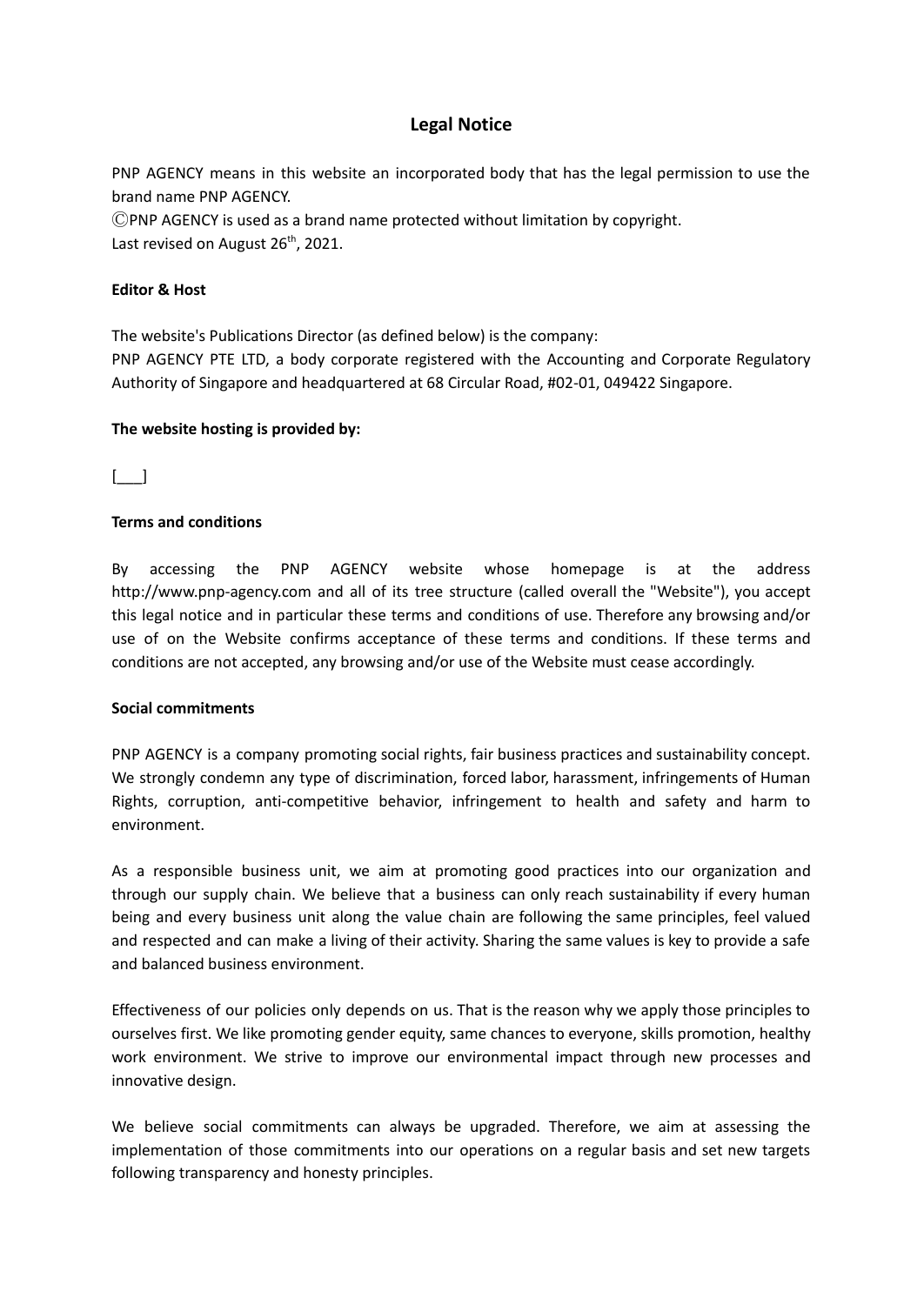# Legal Notice

PNP AGENCY means in this website an incorporated body that has the legal permission to use the brand name PNP AGENCY.

©PNP AGENCY is used as a brand name protected without limitation by copyright.

Last revised on August 26th, 2021.

**Editor & Host**

The website's Publications Director (as defined below) is the company:

PNP AGENCY PTE LTD, a body corporate registered with the Accounting and Corporate Regulatory Authority of Singapore and headquartered at 68 Circular Road, #02-01, 049422 Singapore.

**The website hosting is provided by:**

[___]

**Terms and conditions**

By accessing the PNP AGENCY website whose homepage is at the address http://www.pnp-agency.com and all of its tree structure (called overall the "Website"), you accept this legal notice and in particular these terms and conditions of use. Therefore any browsing and/or use of on the Website confirms acceptance of these terms and conditions. If these terms and conditions are not accepted, any browsing and/or use of the Website must cease accordingly.

**Social commitments**

PNP AGENCY is a company promoting social rights, fair business practices and sustainability concept. We strongly condemn any type of discrimination, forced labor, harassment, infringements of Human Rights, corruption, anti-competitive behavior, infringement to health and safety and harm to environment.

As a responsible business unit, we aim at promoting good practices into our organization and through our supply chain. We believe that a business can only reach sustainability if every human being and every business unit along the value chain are following the same principles, feel valued and respected and can make a living of their activity. Sharing the same values is key to provide a safe and balanced business environment.

Effectiveness of our policies only depends on us. That is the reason why we apply those principles to ourselves first. We like promoting gender equity, same chances to everyone, skills promotion, healthy work environment. We strive to improve our environmental impact through new processes and innovative design.

We believe social commitments can always be upgraded. Therefore, we aim at assessing the implementation of those commitments into our operations on a regular basis and set new targets following transparency and honesty principles.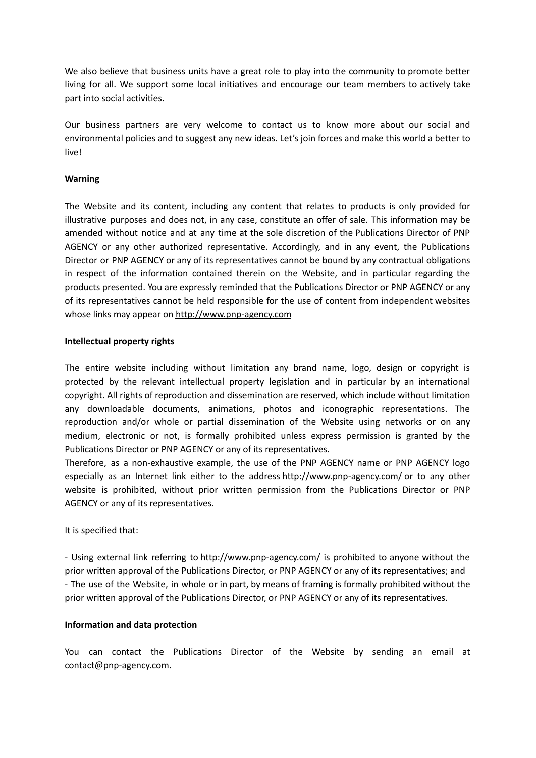We also believe that business units have a great role to play into the community to promote better living for all. We support some local initiatives and encourage our team members to actively take part into social activities.

Our business partners are very welcome to contact us to know more about our social and environmental policies and to suggest any new ideas. Let's join forces and make this world a better to live!

**Warning**

The Website and its content, including any content that relates to products is only provided for illustrative purposes and does not, in any case, constitute an offer of sale. This information may be amended without notice and at any time at the sole discretion of the Publications Director of PNP AGENCY or any other authorized representative. Accordingly, and in any event, the Publications Director or PNP AGENCY or any of its representatives cannot be bound by any contractual obligations in respect of the information contained therein on the Website, and in particular regarding the products presented. You are expressly reminded that the Publications Director or PNP AGENCY or any of its representatives cannot be held responsible for the use of content from independent websites whose links may appear on http://www.pnp-agency.com

**Intellectual property rights**

The entire website including without limitation any brand name, logo, design or copyright is protected by the relevant intellectual property legislation and in particular by an international copyright. All rights of reproduction and dissemination are reserved, which include without limitation any downloadable documents, animations, photos and iconographic representations. The reproduction and/or whole or partial dissemination of the Website using networks or on any medium, electronic or not, is formally prohibited unless express permission is granted by the Publications Director or PNP AGENCY or any of its representatives.
Therefore, as a non-exhaustive example, the use of the PNP AGENCY name or PNP AGENCY logo especially as an Internet link either to the address http://www.pnp-agency.com/ or to any other website is prohibited, without prior written permission from the Publications Director or PNP AGENCY or any of its representatives.

It is specified that:

- Using external link referring to http://www.pnp-agency.com/ is prohibited to anyone without the prior written approval of the Publications Director, or PNP AGENCY or any of its representatives; and
- The use of the Website, in whole or in part, by means of framing is formally prohibited without the prior written approval of the Publications Director, or PNP AGENCY or any of its representatives.

**Information and data protection**

You can contact the Publications Director of the Website by sending an email at contact@pnp-agency.com.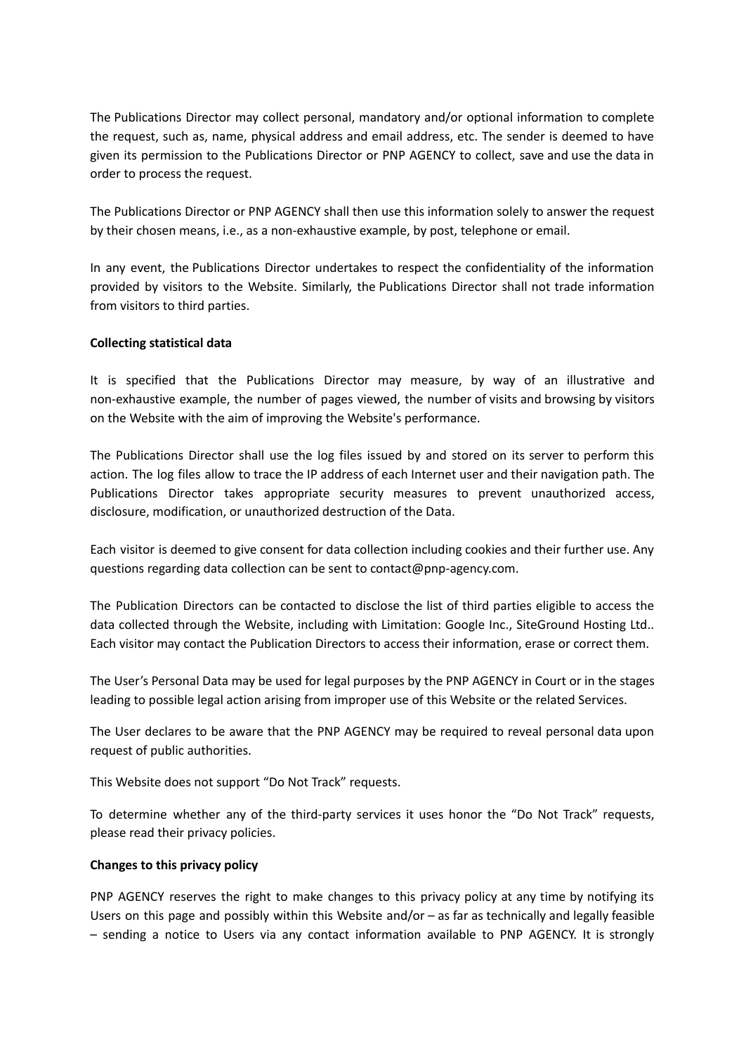The Publications Director may collect personal, mandatory and/or optional information to complete the request, such as, name, physical address and email address, etc. The sender is deemed to have given its permission to the Publications Director or PNP AGENCY to collect, save and use the data in order to process the request.

The Publications Director or PNP AGENCY shall then use this information solely to answer the request by their chosen means, i.e., as a non-exhaustive example, by post, telephone or email.

In any event, the Publications Director undertakes to respect the confidentiality of the information provided by visitors to the Website. Similarly, the Publications Director shall not trade information from visitors to third parties.

**Collecting statistical data**

It is specified that the Publications Director may measure, by way of an illustrative and non-exhaustive example, the number of pages viewed, the number of visits and browsing by visitors on the Website with the aim of improving the Website's performance.

The Publications Director shall use the log files issued by and stored on its server to perform this action. The log files allow to trace the IP address of each Internet user and their navigation path. The Publications Director takes appropriate security measures to prevent unauthorized access, disclosure, modification, or unauthorized destruction of the Data.

Each visitor is deemed to give consent for data collection including cookies and their further use. Any questions regarding data collection can be sent to contact@pnp-agency.com.

The Publication Directors can be contacted to disclose the list of third parties eligible to access the data collected through the Website, including with Limitation: Google Inc., SiteGround Hosting Ltd.. Each visitor may contact the Publication Directors to access their information, erase or correct them.

The User's Personal Data may be used for legal purposes by the PNP AGENCY in Court or in the stages leading to possible legal action arising from improper use of this Website or the related Services.

The User declares to be aware that the PNP AGENCY may be required to reveal personal data upon request of public authorities.

This Website does not support "Do Not Track" requests.

To determine whether any of the third-party services it uses honor the "Do Not Track" requests, please read their privacy policies.

**Changes to this privacy policy**

PNP AGENCY reserves the right to make changes to this privacy policy at any time by notifying its Users on this page and possibly within this Website and/or – as far as technically and legally feasible – sending a notice to Users via any contact information available to PNP AGENCY. It is strongly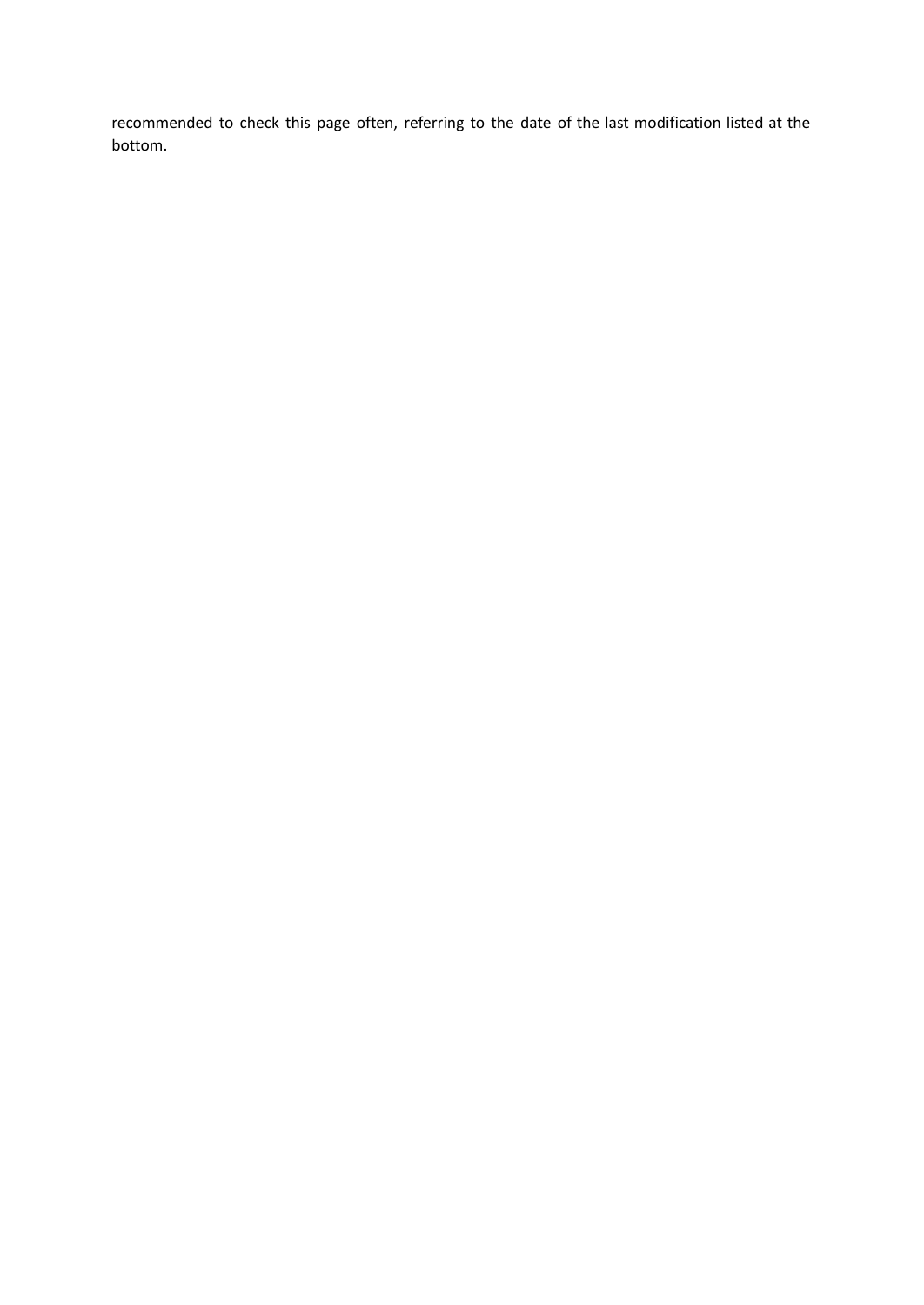recommended to check this page often, referring to the date of the last modification listed at the bottom.